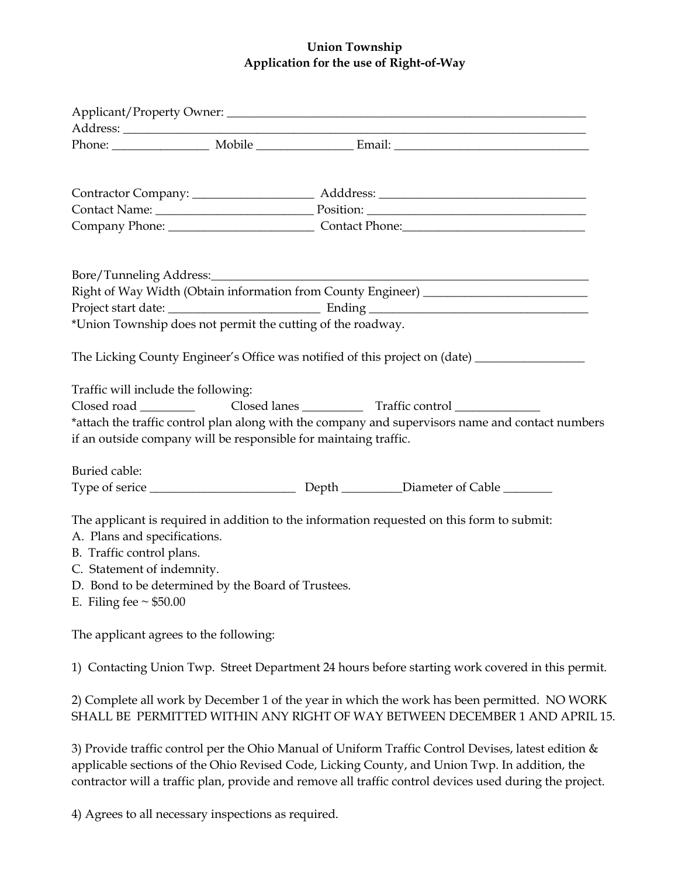**Union Township**
**Application for the use of Right-of-Way**

Applicant/Property Owner: ___________________________________________________________
Address: _____________________________________________________________________________
Phone: ________________ Mobile ________________ Email: _________________________________

Contractor Company: ____________________ Adddress: ___________________________________
Contact Name: _________________________ Position: _____________________________________
Company Phone: ________________________ Contact Phone:______________________________

Bore/Tunneling Address:_________________________________________________________________
Right of Way Width (Obtain information from County Engineer) ___________________________
Project start date: _________________________ Ending _____________________________________
*Union Township does not permit the cutting of the roadway.

The Licking County Engineer's Office was notified of this project on (date) __________________

Traffic will include the following:
Closed road _________ Closed lanes __________ Traffic control ______________
*attach the traffic control plan along with the company and supervisors name and contact numbers if an outside company will be responsible for maintaing traffic.

Buried cable:
Type of serice ________________________ Depth __________Diameter of Cable ________

The applicant is required in addition to the information requested on this form to submit:
A. Plans and specifications.
B. Traffic control plans.
C. Statement of indemnity.
D. Bond to be determined by the Board of Trustees.
E. Filing fee ~ $50.00

The applicant agrees to the following:

1) Contacting Union Twp. Street Department 24 hours before starting work covered in this permit.

2) Complete all work by December 1 of the year in which the work has been permitted. NO WORK SHALL BE PERMITTED WITHIN ANY RIGHT OF WAY BETWEEN DECEMBER 1 AND APRIL 15.

3) Provide traffic control per the Ohio Manual of Uniform Traffic Control Devises, latest edition & applicable sections of the Ohio Revised Code, Licking County, and Union Twp. In addition, the contractor will a traffic plan, provide and remove all traffic control devices used during the project.

4) Agrees to all necessary inspections as required.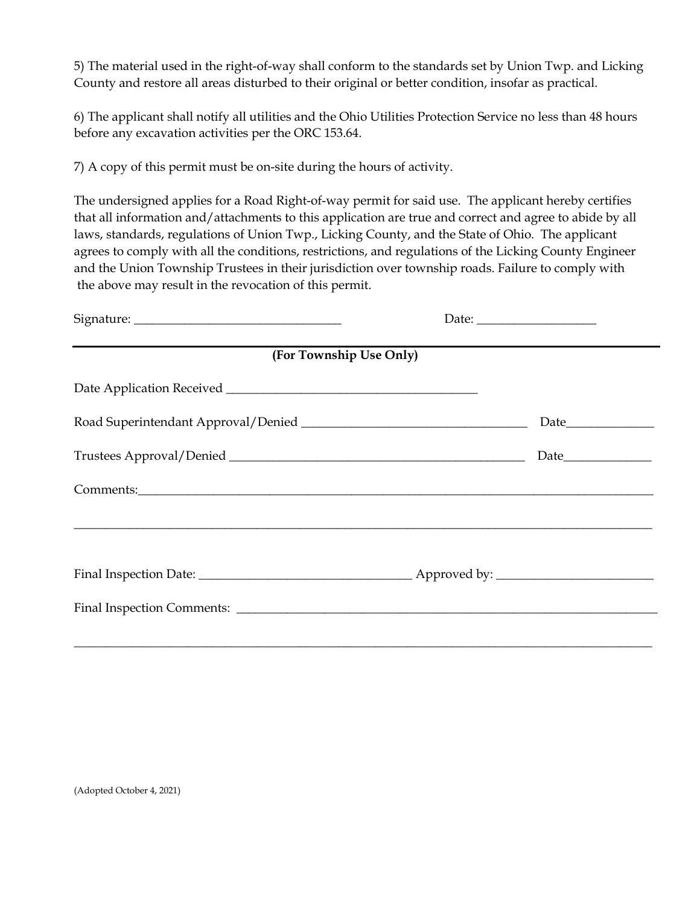5) The material used in the right-of-way shall conform to the standards set by Union Twp. and Licking County and restore all areas disturbed to their original or better condition, insofar as practical.

6) The applicant shall notify all utilities and the Ohio Utilities Protection Service no less than 48 hours before any excavation activities per the ORC 153.64.

7) A copy of this permit must be on-site during the hours of activity.

The undersigned applies for a Road Right-of-way permit for said use. The applicant hereby certifies that all information and/attachments to this application are true and correct and agree to abide by all laws, standards, regulations of Union Twp., Licking County, and the State of Ohio. The applicant agrees to comply with all the conditions, restrictions, and regulations of the Licking County Engineer and the Union Township Trustees in their jurisdiction over township roads. Failure to comply with the above may result in the revocation of this permit.

Signature: _________________________________ Date: ___________________

---

**(For Township Use Only)**

Date Application Received _______________________________________

Road Superintendant Approval/Denied ___________________________________ Date______________

Trustees Approval/Denied _______________________________________________ Date______________

Comments:______________________________________________________________________________

_______________________________________________________________________________________

Final Inspection Date: _________________________________ Approved by: ________________________

Final Inspection Comments: ______________________________________________________________

_______________________________________________________________________________________

(Adopted October 4, 2021)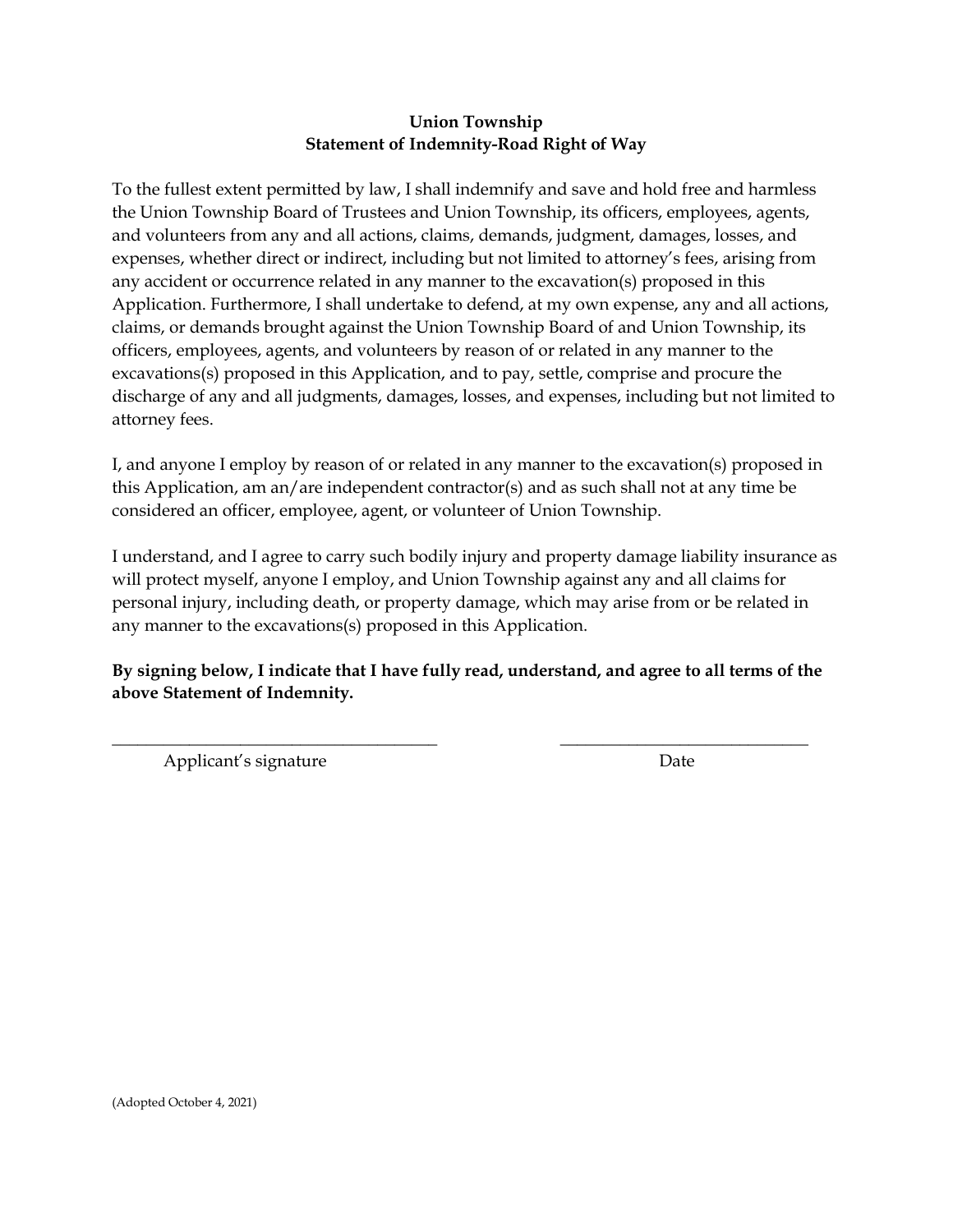**Union Township**
**Statement of Indemnity-Road Right of Way**

To the fullest extent permitted by law, I shall indemnify and save and hold free and harmless the Union Township Board of Trustees and Union Township, its officers, employees, agents, and volunteers from any and all actions, claims, demands, judgment, damages, losses, and expenses, whether direct or indirect, including but not limited to attorney's fees, arising from any accident or occurrence related in any manner to the excavation(s) proposed in this Application. Furthermore, I shall undertake to defend, at my own expense, any and all actions, claims, or demands brought against the Union Township Board of and Union Township, its officers, employees, agents, and volunteers by reason of or related in any manner to the excavations(s) proposed in this Application, and to pay, settle, comprise and procure the discharge of any and all judgments, damages, losses, and expenses, including but not limited to attorney fees.

I, and anyone I employ by reason of or related in any manner to the excavation(s) proposed in this Application, am an/are independent contractor(s) and as such shall not at any time be considered an officer, employee, agent, or volunteer of Union Township.

I understand, and I agree to carry such bodily injury and property damage liability insurance as will protect myself, anyone I employ, and Union Township against any and all claims for personal injury, including death, or property damage, which may arise from or be related in any manner to the excavations(s) proposed in this Application.

**By signing below, I indicate that I have fully read, understand, and agree to all terms of the above Statement of Indemnity.**

\_\_\_\_\_\_\_\_\_\_\_\_\_\_\_\_\_\_\_\_\_\_\_\_\_\_\_\_\_\_\_\_\_\_\_\_\_\_ \_\_\_\_\_\_\_\_\_\_\_\_\_\_\_\_\_\_\_\_\_\_\_\_\_\_\_\_\_\_
Applicant's signature Date

(Adopted October 4, 2021)